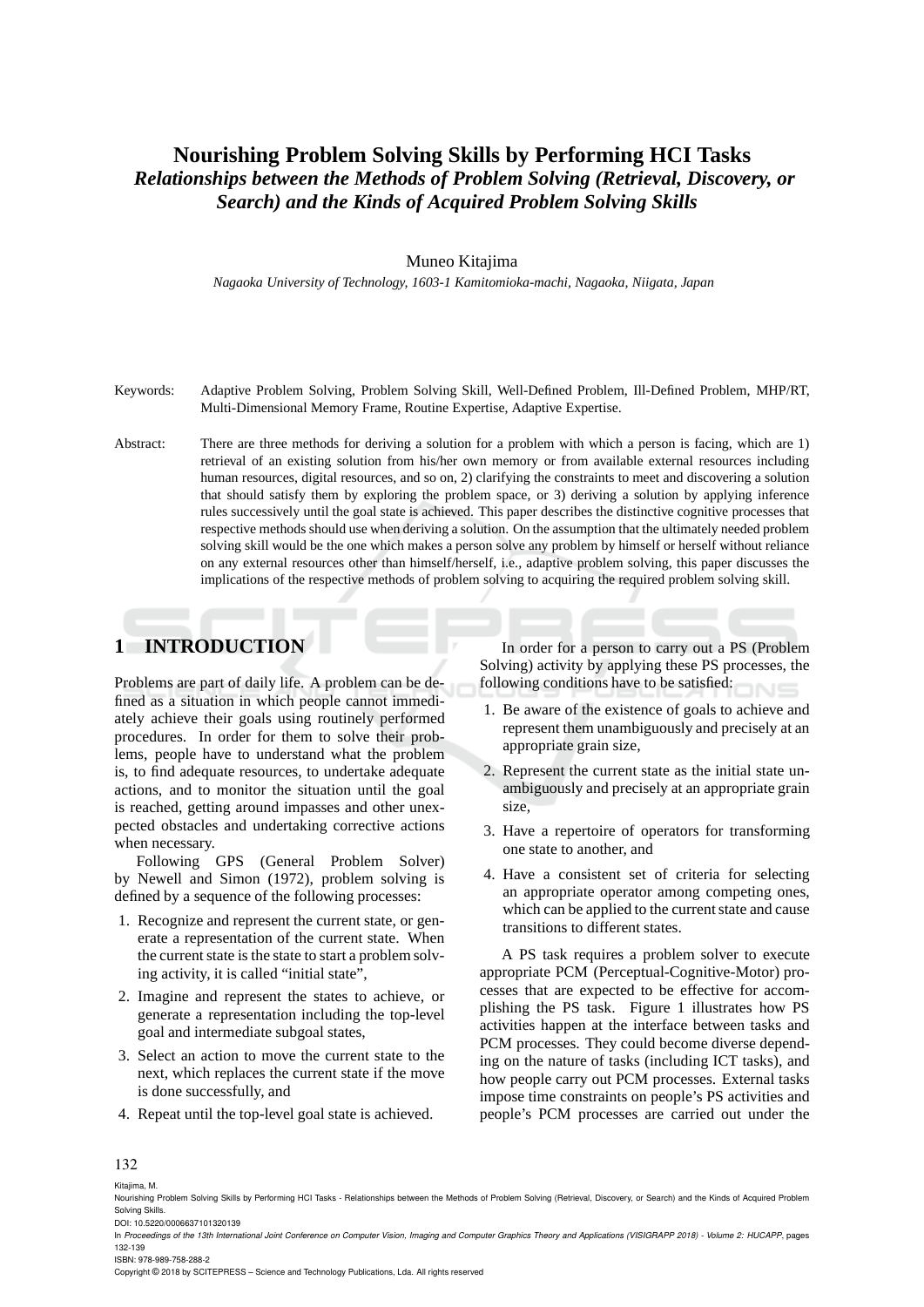# Nourishing Problem Solving Skills by Performing HCI Tasks
## *Relationships between the Methods of Problem Solving (Retrieval, Discovery, or Search) and the Kinds of Acquired Problem Solving Skills*

Muneo Kitajima

*Nagaoka University of Technology, 1603-1 Kamitomioka-machi, Nagaoka, Niigata, Japan*

Keywords: Adaptive Problem Solving, Problem Solving Skill, Well-Defined Problem, Ill-Defined Problem, MHP/RT, Multi-Dimensional Memory Frame, Routine Expertise, Adaptive Expertise.

Abstract: There are three methods for deriving a solution for a problem with which a person is facing, which are 1) retrieval of an existing solution from his/her own memory or from available external resources including human resources, digital resources, and so on, 2) clarifying the constraints to meet and discovering a solution that should satisfy them by exploring the problem space, or 3) deriving a solution by applying inference rules successively until the goal state is achieved. This paper describes the distinctive cognitive processes that respective methods should use when deriving a solution. On the assumption that the ultimately needed problem solving skill would be the one which makes a person solve any problem by himself or herself without reliance on any external resources other than himself/herself, i.e., adaptive problem solving, this paper discusses the implications of the respective methods of problem solving to acquiring the required problem solving skill.

## 1 INTRODUCTION

Problems are part of daily life. A problem can be defined as a situation in which people cannot immediately achieve their goals using routinely performed procedures. In order for them to solve their problems, people have to understand what the problem is, to find adequate resources, to undertake adequate actions, and to monitor the situation until the goal is reached, getting around impasses and other unexpected obstacles and undertaking corrective actions when necessary.

Following GPS (General Problem Solver) by Newell and Simon (1972), problem solving is defined by a sequence of the following processes:

1. Recognize and represent the current state, or generate a representation of the current state. When the current state is the state to start a problem solving activity, it is called "initial state",
2. Imagine and represent the states to achieve, or generate a representation including the top-level goal and intermediate subgoal states,
3. Select an action to move the current state to the next, which replaces the current state if the move is done successfully, and
4. Repeat until the top-level goal state is achieved.

In order for a person to carry out a PS (Problem Solving) activity by applying these PS processes, the following conditions have to be satisfied:

1. Be aware of the existence of goals to achieve and represent them unambiguously and precisely at an appropriate grain size,
2. Represent the current state as the initial state unambiguously and precisely at an appropriate grain size,
3. Have a repertoire of operators for transforming one state to another, and
4. Have a consistent set of criteria for selecting an appropriate operator among competing ones, which can be applied to the current state and cause transitions to different states.

A PS task requires a problem solver to execute appropriate PCM (Perceptual-Cognitive-Motor) processes that are expected to be effective for accomplishing the PS task. Figure 1 illustrates how PS activities happen at the interface between tasks and PCM processes. They could become diverse depending on the nature of tasks (including ICT tasks), and how people carry out PCM processes. External tasks impose time constraints on people's PS activities and people's PCM processes are carried out under the

Kitajima, M.
Nourishing Problem Solving Skills by Performing HCI Tasks - Relationships between the Methods of Problem Solving (Retrieval, Discovery, or Search) and the Kinds of Acquired Problem Solving Skills.
DOI: 10.5220/0006637101320139
In *Proceedings of the 13th International Joint Conference on Computer Vision, Imaging and Computer Graphics Theory and Applications (VISIGRAPP 2018) - Volume 2: HUCAPP*, pages 132-139
ISBN: 978-989-758-288-2
Copyright © 2018 by SCITEPRESS – Science and Technology Publications, Lda. All rights reserved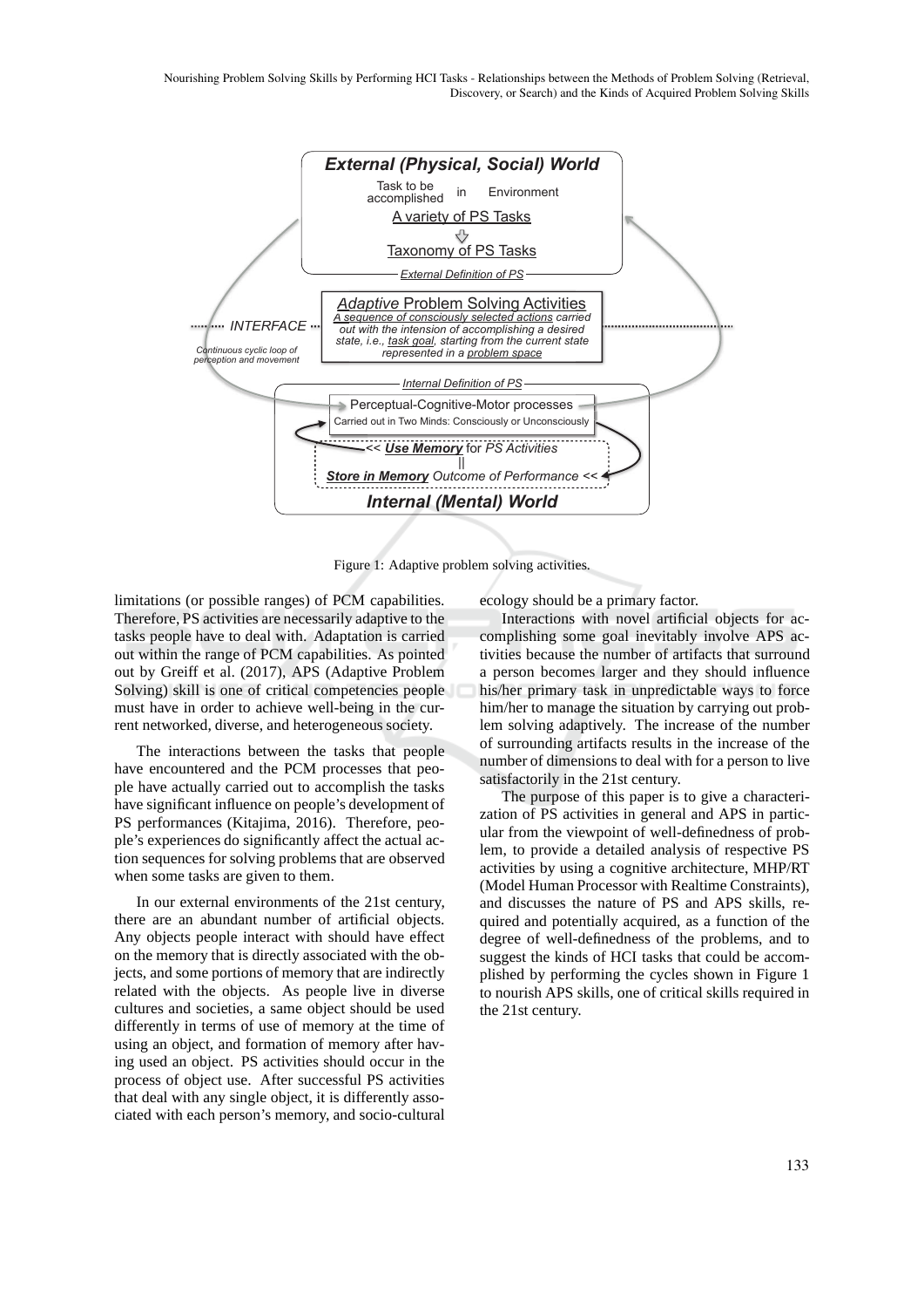Figure 1: Adaptive problem solving activities.

limitations (or possible ranges) of PCM capabilities. Therefore, PS activities are necessarily adaptive to the tasks people have to deal with. Adaptation is carried out within the range of PCM capabilities. As pointed out by Greiff et al. (2017), APS (Adaptive Problem Solving) skill is one of critical competencies people must have in order to achieve well-being in the current networked, diverse, and heterogeneous society.

The interactions between the tasks that people have encountered and the PCM processes that people have actually carried out to accomplish the tasks have significant influence on people's development of PS performances (Kitajima, 2016). Therefore, people's experiences do significantly affect the actual action sequences for solving problems that are observed when some tasks are given to them.

In our external environments of the 21st century, there are an abundant number of artificial objects. Any objects people interact with should have effect on the memory that is directly associated with the objects, and some portions of memory that are indirectly related with the objects. As people live in diverse cultures and societies, a same object should be used differently in terms of use of memory at the time of using an object, and formation of memory after having used an object. PS activities should occur in the process of object use. After successful PS activities that deal with any single object, it is differently associated with each person's memory, and socio-cultural ecology should be a primary factor.

Interactions with novel artificial objects for accomplishing some goal inevitably involve APS activities because the number of artifacts that surround a person becomes larger and they should influence his/her primary task in unpredictable ways to force him/her to manage the situation by carrying out problem solving adaptively. The increase of the number of surrounding artifacts results in the increase of the number of dimensions to deal with for a person to live satisfactorily in the 21st century.

The purpose of this paper is to give a characterization of PS activities in general and APS in particular from the viewpoint of well-definedness of problem, to provide a detailed analysis of respective PS activities by using a cognitive architecture, MHP/RT (Model Human Processor with Realtime Constraints), and discusses the nature of PS and APS skills, required and potentially acquired, as a function of the degree of well-definedness of the problems, and to suggest the kinds of HCI tasks that could be accomplished by performing the cycles shown in Figure 1 to nourish APS skills, one of critical skills required in the 21st century.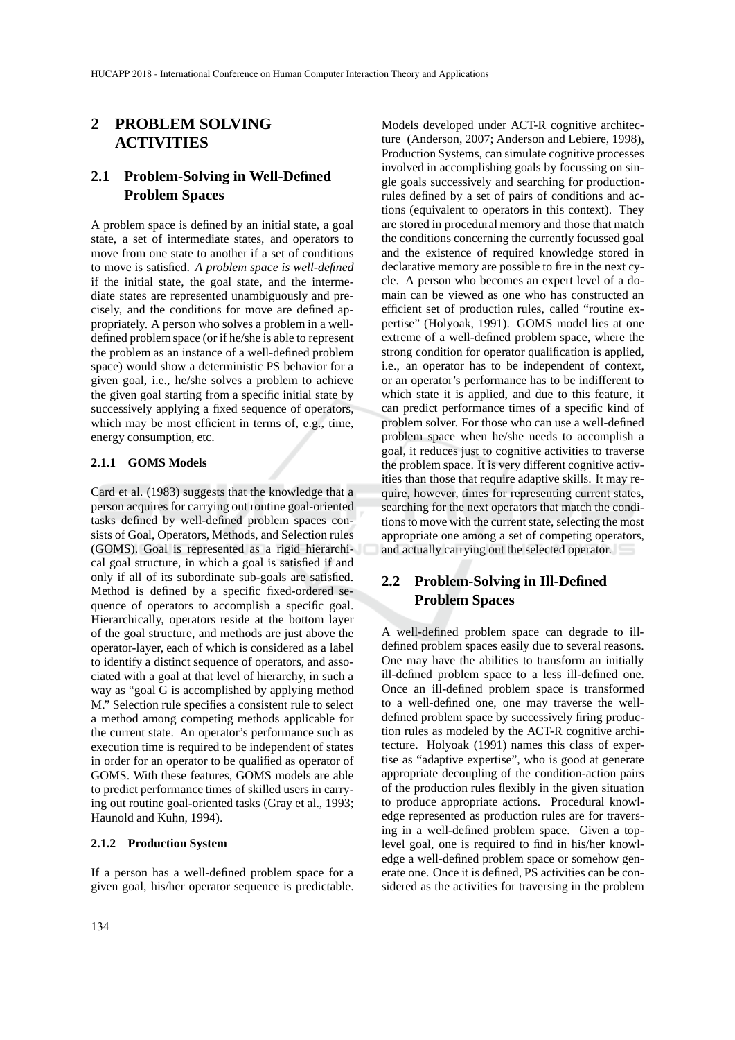# 2 PROBLEM SOLVING ACTIVITIES

## 2.1 Problem-Solving in Well-Defined Problem Spaces

A problem space is defined by an initial state, a goal state, a set of intermediate states, and operators to move from one state to another if a set of conditions to move is satisfied. *A problem space is well-defined* if the initial state, the goal state, and the intermediate states are represented unambiguously and precisely, and the conditions for move are defined appropriately. A person who solves a problem in a well-defined problem space (or if he/she is able to represent the problem as an instance of a well-defined problem space) would show a deterministic PS behavior for a given goal, i.e., he/she solves a problem to achieve the given goal starting from a specific initial state by successively applying a fixed sequence of operators, which may be most efficient in terms of, e.g., time, energy consumption, etc.

### 2.1.1 GOMS Models

Card et al. (1983) suggests that the knowledge that a person acquires for carrying out routine goal-oriented tasks defined by well-defined problem spaces consists of Goal, Operators, Methods, and Selection rules (GOMS). Goal is represented as a rigid hierarchical goal structure, in which a goal is satisfied if and only if all of its subordinate sub-goals are satisfied. Method is defined by a specific fixed-ordered sequence of operators to accomplish a specific goal. Hierarchically, operators reside at the bottom layer of the goal structure, and methods are just above the operator-layer, each of which is considered as a label to identify a distinct sequence of operators, and associated with a goal at that level of hierarchy, in such a way as "goal G is accomplished by applying method M." Selection rule specifies a consistent rule to select a method among competing methods applicable for the current state. An operator's performance such as execution time is required to be independent of states in order for an operator to be qualified as operator of GOMS. With these features, GOMS models are able to predict performance times of skilled users in carrying out routine goal-oriented tasks (Gray et al., 1993; Haunold and Kuhn, 1994).

### 2.1.2 Production System

If a person has a well-defined problem space for a given goal, his/her operator sequence is predictable. Models developed under ACT-R cognitive architecture (Anderson, 2007; Anderson and Lebiere, 1998), Production Systems, can simulate cognitive processes involved in accomplishing goals by focussing on single goals successively and searching for production-rules defined by a set of pairs of conditions and actions (equivalent to operators in this context). They are stored in procedural memory and those that match the conditions concerning the currently focussed goal and the existence of required knowledge stored in declarative memory are possible to fire in the next cycle. A person who becomes an expert level of a domain can be viewed as one who has constructed an efficient set of production rules, called "routine expertise" (Holyoak, 1991). GOMS model lies at one extreme of a well-defined problem space, where the strong condition for operator qualification is applied, i.e., an operator has to be independent of context, or an operator's performance has to be indifferent to which state it is applied, and due to this feature, it can predict performance times of a specific kind of problem solver. For those who can use a well-defined problem space when he/she needs to accomplish a goal, it reduces just to cognitive activities to traverse the problem space. It is very different cognitive activities than those that require adaptive skills. It may require, however, times for representing current states, searching for the next operators that match the conditions to move with the current state, selecting the most appropriate one among a set of competing operators, and actually carrying out the selected operator.

## 2.2 Problem-Solving in Ill-Defined Problem Spaces

A well-defined problem space can degrade to ill-defined problem spaces easily due to several reasons. One may have the abilities to transform an initially ill-defined problem space to a less ill-defined one. Once an ill-defined problem space is transformed to a well-defined one, one may traverse the well-defined problem space by successively firing production rules as modeled by the ACT-R cognitive architecture. Holyoak (1991) names this class of expertise as "adaptive expertise", who is good at generate appropriate decoupling of the condition-action pairs of the production rules flexibly in the given situation to produce appropriate actions. Procedural knowledge represented as production rules are for traversing in a well-defined problem space. Given a top-level goal, one is required to find in his/her knowledge a well-defined problem space or somehow generate one. Once it is defined, PS activities can be considered as the activities for traversing in the problem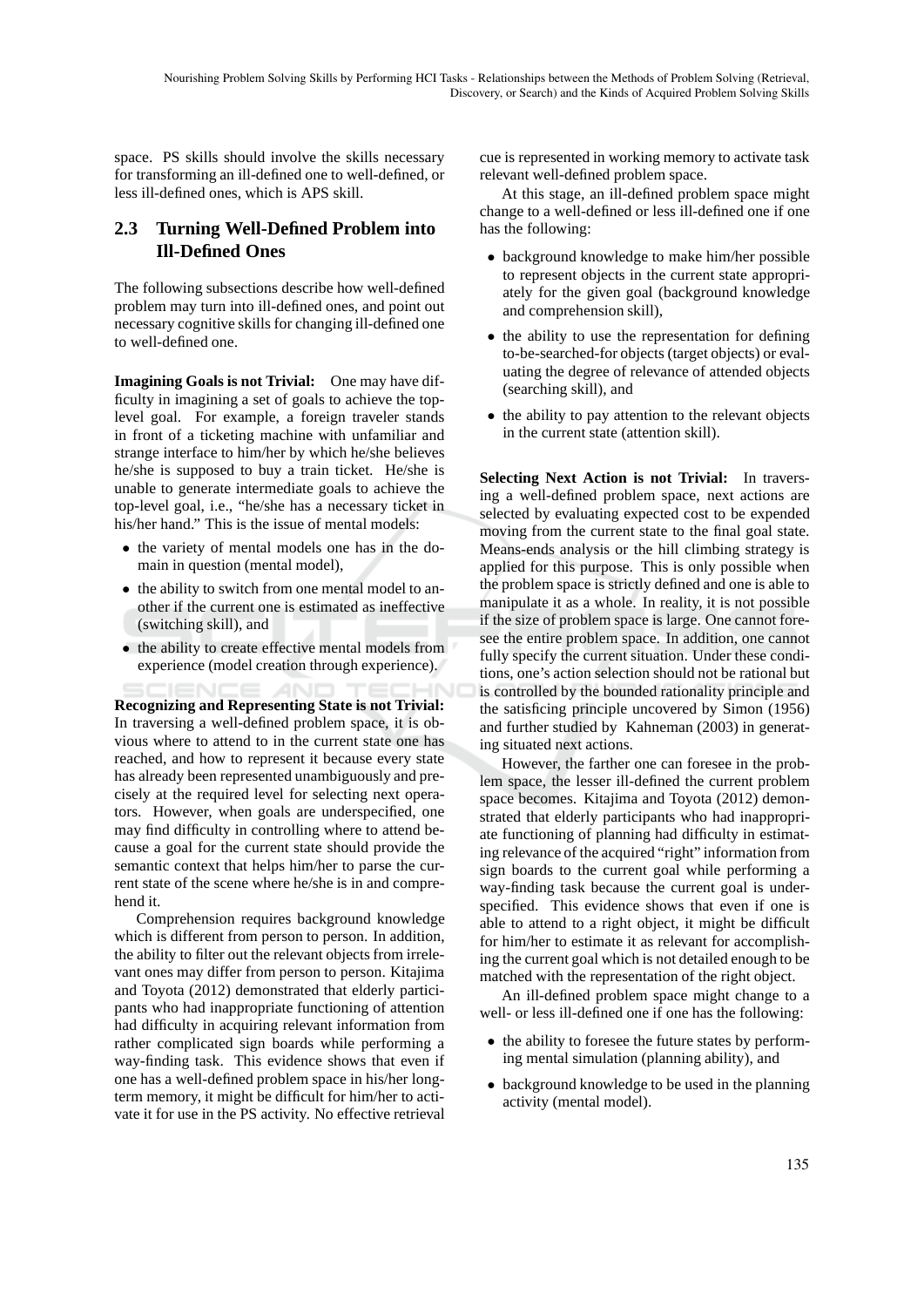space. PS skills should involve the skills necessary for transforming an ill-defined one to well-defined, or less ill-defined ones, which is APS skill.

## 2.3 Turning Well-Defined Problem into Ill-Defined Ones

The following subsections describe how well-defined problem may turn into ill-defined ones, and point out necessary cognitive skills for changing ill-defined one to well-defined one.

**Imagining Goals is not Trivial:** One may have difficulty in imagining a set of goals to achieve the top-level goal. For example, a foreign traveler stands in front of a ticketing machine with unfamiliar and strange interface to him/her by which he/she believes he/she is supposed to buy a train ticket. He/she is unable to generate intermediate goals to achieve the top-level goal, i.e., "he/she has a necessary ticket in his/her hand." This is the issue of mental models:

- the variety of mental models one has in the domain in question (mental model),
- the ability to switch from one mental model to another if the current one is estimated as ineffective (switching skill), and
- the ability to create effective mental models from experience (model creation through experience).

**Recognizing and Representing State is not Trivial:** In traversing a well-defined problem space, it is obvious where to attend to in the current state one has reached, and how to represent it because every state has already been represented unambiguously and precisely at the required level for selecting next operators. However, when goals are underspecified, one may find difficulty in controlling where to attend because a goal for the current state should provide the semantic context that helps him/her to parse the current state of the scene where he/she is in and comprehend it.

Comprehension requires background knowledge which is different from person to person. In addition, the ability to filter out the relevant objects from irrelevant ones may differ from person to person. Kitajima and Toyota (2012) demonstrated that elderly participants who had inappropriate functioning of attention had difficulty in acquiring relevant information from rather complicated sign boards while performing a way-finding task. This evidence shows that even if one has a well-defined problem space in his/her long-term memory, it might be difficult for him/her to activate it for use in the PS activity. No effective retrieval cue is represented in working memory to activate task relevant well-defined problem space.

At this stage, an ill-defined problem space might change to a well-defined or less ill-defined one if one has the following:

- background knowledge to make him/her possible to represent objects in the current state appropriately for the given goal (background knowledge and comprehension skill),
- the ability to use the representation for defining to-be-searched-for objects (target objects) or evaluating the degree of relevance of attended objects (searching skill), and
- the ability to pay attention to the relevant objects in the current state (attention skill).

**Selecting Next Action is not Trivial:** In traversing a well-defined problem space, next actions are selected by evaluating expected cost to be expended moving from the current state to the final goal state. Means-ends analysis or the hill climbing strategy is applied for this purpose. This is only possible when the problem space is strictly defined and one is able to manipulate it as a whole. In reality, it is not possible if the size of problem space is large. One cannot foresee the entire problem space. In addition, one cannot fully specify the current situation. Under these conditions, one's action selection should not be rational but is controlled by the bounded rationality principle and the satisficing principle uncovered by Simon (1956) and further studied by Kahneman (2003) in generating situated next actions.

However, the farther one can foresee in the problem space, the lesser ill-defined the current problem space becomes. Kitajima and Toyota (2012) demonstrated that elderly participants who had inappropriate functioning of planning had difficulty in estimating relevance of the acquired "right" information from sign boards to the current goal while performing a way-finding task because the current goal is underspecified. This evidence shows that even if one is able to attend to a right object, it might be difficult for him/her to estimate it as relevant for accomplishing the current goal which is not detailed enough to be matched with the representation of the right object.

An ill-defined problem space might change to a well- or less ill-defined one if one has the following:

- the ability to foresee the future states by performing mental simulation (planning ability), and
- background knowledge to be used in the planning activity (mental model).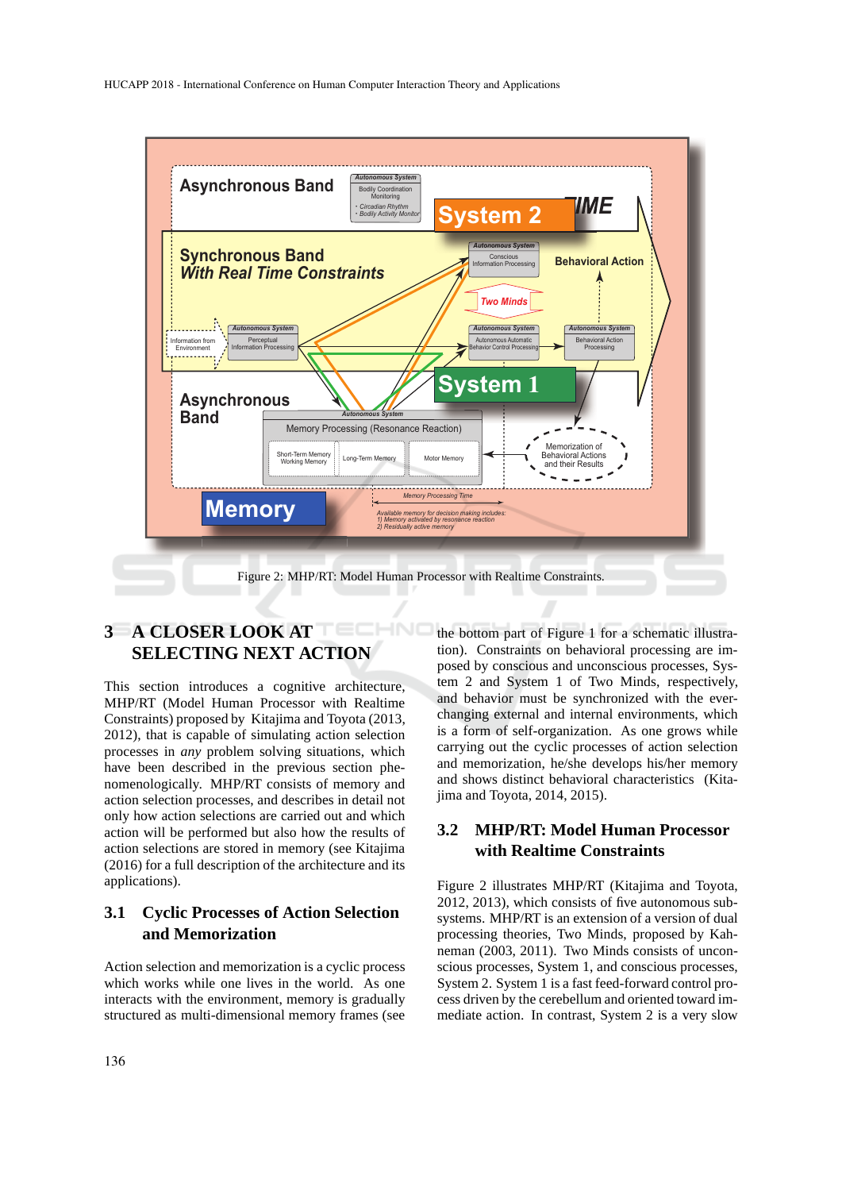Figure 2: MHP/RT: Model Human Processor with Realtime Constraints.

## 3 A CLOSER LOOK AT SELECTING NEXT ACTION

This section introduces a cognitive architecture, MHP/RT (Model Human Processor with Realtime Constraints) proposed by Kitajima and Toyota (2013, 2012), that is capable of simulating action selection processes in *any* problem solving situations, which have been described in the previous section phenomenologically. MHP/RT consists of memory and action selection processes, and describes in detail not only how action selections are carried out and which action will be performed but also how the results of action selections are stored in memory (see Kitajima (2016) for a full description of the architecture and its applications).

### 3.1 Cyclic Processes of Action Selection and Memorization

Action selection and memorization is a cyclic process which works while one lives in the world. As one interacts with the environment, memory is gradually structured as multi-dimensional memory frames (see the bottom part of Figure 1 for a schematic illustration). Constraints on behavioral processing are imposed by conscious and unconscious processes, System 2 and System 1 of Two Minds, respectively, and behavior must be synchronized with the ever-changing external and internal environments, which is a form of self-organization. As one grows while carrying out the cyclic processes of action selection and memorization, he/she develops his/her memory and shows distinct behavioral characteristics (Kitajima and Toyota, 2014, 2015).

### 3.2 MHP/RT: Model Human Processor with Realtime Constraints

Figure 2 illustrates MHP/RT (Kitajima and Toyota, 2012, 2013), which consists of five autonomous subsystems. MHP/RT is an extension of a version of dual processing theories, Two Minds, proposed by Kahneman (2003, 2011). Two Minds consists of unconscious processes, System 1, and conscious processes, System 2. System 1 is a fast feed-forward control process driven by the cerebellum and oriented toward immediate action. In contrast, System 2 is a very slow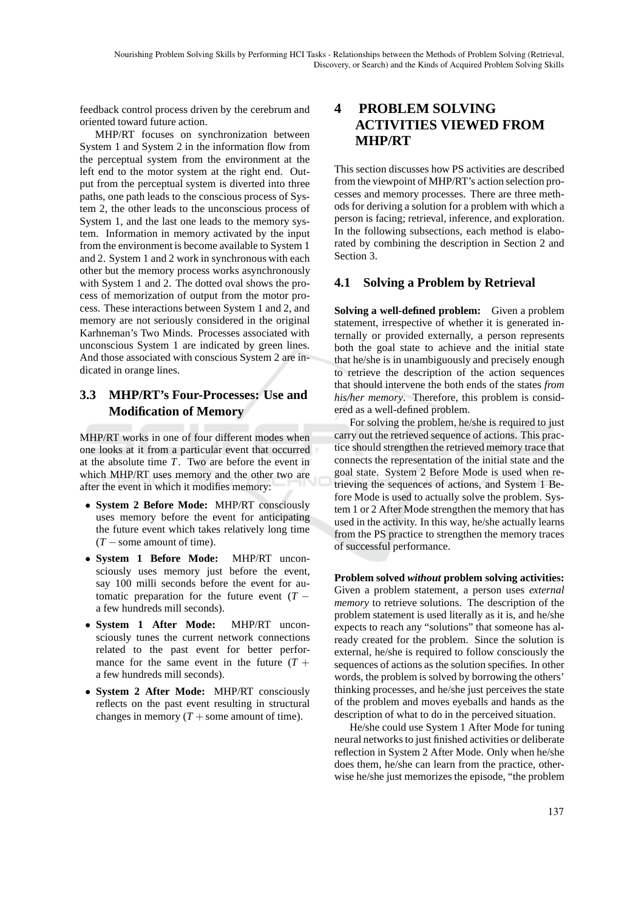feedback control process driven by the cerebrum and oriented toward future action.

MHP/RT focuses on synchronization between System 1 and System 2 in the information flow from the perceptual system from the environment at the left end to the motor system at the right end. Output from the perceptual system is diverted into three paths, one path leads to the conscious process of System 2, the other leads to the unconscious process of System 1, and the last one leads to the memory system. Information in memory activated by the input from the environment is become available to System 1 and 2. System 1 and 2 work in synchronous with each other but the memory process works asynchronously with System 1 and 2. The dotted oval shows the process of memorization of output from the motor process. These interactions between System 1 and 2, and memory are not seriously considered in the original Karhneman's Two Minds. Processes associated with unconscious System 1 are indicated by green lines. And those associated with conscious System 2 are indicated in orange lines.

### 3.3 MHP/RT's Four-Processes: Use and Modification of Memory

MHP/RT works in one of four different modes when one looks at it from a particular event that occurred at the absolute time $T$. Two are before the event in which MHP/RT uses memory and the other two are after the event in which it modifies memory:

- **System 2 Before Mode:** MHP/RT consciously uses memory before the event for anticipating the future event which takes relatively long time ($T -$ some amount of time).
- **System 1 Before Mode:** MHP/RT unconsciously uses memory just before the event, say 100 milli seconds before the event for automatic preparation for the future event ($T -$ a few hundreds mill seconds).
- **System 1 After Mode:** MHP/RT unconsciously tunes the current network connections related to the past event for better performance for the same event in the future ($T +$ a few hundreds mill seconds).
- **System 2 After Mode:** MHP/RT consciously reflects on the past event resulting in structural changes in memory ($T +$ some amount of time).

## 4 PROBLEM SOLVING ACTIVITIES VIEWED FROM MHP/RT

This section discusses how PS activities are described from the viewpoint of MHP/RT's action selection processes and memory processes. There are three methods for deriving a solution for a problem with which a person is facing; retrieval, inference, and exploration. In the following subsections, each method is elaborated by combining the description in Section 2 and Section 3.

### 4.1 Solving a Problem by Retrieval

**Solving a well-defined problem:** Given a problem statement, irrespective of whether it is generated internally or provided externally, a person represents both the goal state to achieve and the initial state that he/she is in unambiguously and precisely enough to retrieve the description of the action sequences that should intervene the both ends of the states *from his/her memory*. Therefore, this problem is considered as a well-defined problem.

For solving the problem, he/she is required to just carry out the retrieved sequence of actions. This practice should strengthen the retrieved memory trace that connects the representation of the initial state and the goal state. System 2 Before Mode is used when retrieving the sequences of actions, and System 1 Before Mode is used to actually solve the problem. System 1 or 2 After Mode strengthen the memory that has used in the activity. In this way, he/she actually learns from the PS practice to strengthen the memory traces of successful performance.

**Problem solved *without* problem solving activities:** Given a problem statement, a person uses *external memory* to retrieve solutions. The description of the problem statement is used literally as it is, and he/she expects to reach any "solutions" that someone has already created for the problem. Since the solution is external, he/she is required to follow consciously the sequences of actions as the solution specifies. In other words, the problem is solved by borrowing the others' thinking processes, and he/she just perceives the state of the problem and moves eyeballs and hands as the description of what to do in the perceived situation.

He/she could use System 1 After Mode for tuning neural networks to just finished activities or deliberate reflection in System 2 After Mode. Only when he/she does them, he/she can learn from the practice, otherwise he/she just memorizes the episode, "the problem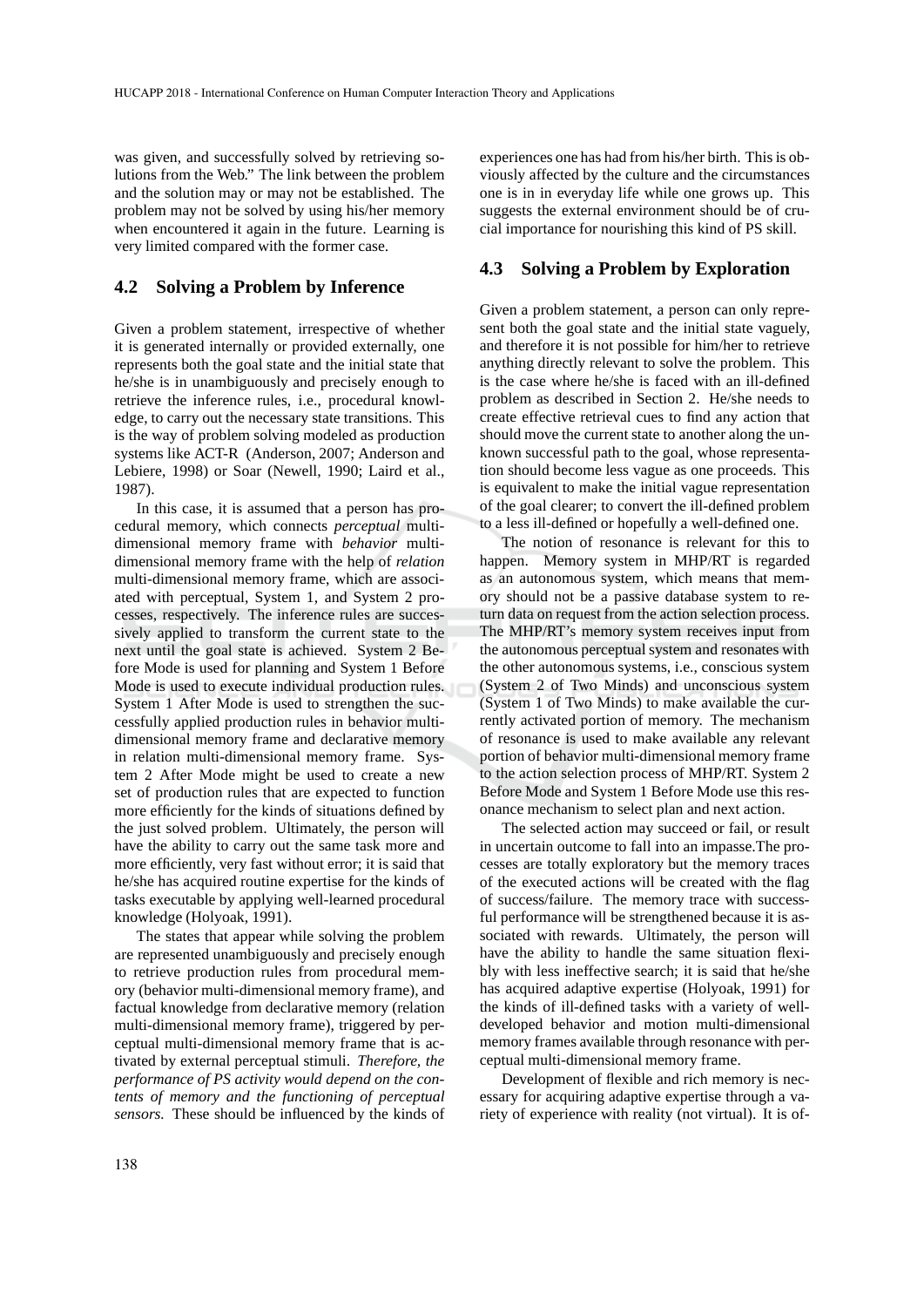was given, and successfully solved by retrieving solutions from the Web." The link between the problem and the solution may or may not be established. The problem may not be solved by using his/her memory when encountered it again in the future. Learning is very limited compared with the former case.

### 4.2 Solving a Problem by Inference

Given a problem statement, irrespective of whether it is generated internally or provided externally, one represents both the goal state and the initial state that he/she is in unambiguously and precisely enough to retrieve the inference rules, i.e., procedural knowledge, to carry out the necessary state transitions. This is the way of problem solving modeled as production systems like ACT-R (Anderson, 2007; Anderson and Lebiere, 1998) or Soar (Newell, 1990; Laird et al., 1987).

In this case, it is assumed that a person has procedural memory, which connects *perceptual* multi-dimensional memory frame with *behavior* multi-dimensional memory frame with the help of *relation* multi-dimensional memory frame, which are associated with perceptual, System 1, and System 2 processes, respectively. The inference rules are successively applied to transform the current state to the next until the goal state is achieved. System 2 Before Mode is used for planning and System 1 Before Mode is used to execute individual production rules. System 1 After Mode is used to strengthen the successfully applied production rules in behavior multi-dimensional memory frame and declarative memory in relation multi-dimensional memory frame. System 2 After Mode might be used to create a new set of production rules that are expected to function more efficiently for the kinds of situations defined by the just solved problem. Ultimately, the person will have the ability to carry out the same task more and more efficiently, very fast without error; it is said that he/she has acquired routine expertise for the kinds of tasks executable by applying well-learned procedural knowledge (Holyoak, 1991).

The states that appear while solving the problem are represented unambiguously and precisely enough to retrieve production rules from procedural memory (behavior multi-dimensional memory frame), and factual knowledge from declarative memory (relation multi-dimensional memory frame), triggered by perceptual multi-dimensional memory frame that is activated by external perceptual stimuli. *Therefore, the performance of PS activity would depend on the contents of memory and the functioning of perceptual sensors.* These should be influenced by the kinds of experiences one has had from his/her birth. This is obviously affected by the culture and the circumstances one is in in everyday life while one grows up. This suggests the external environment should be of crucial importance for nourishing this kind of PS skill.

### 4.3 Solving a Problem by Exploration

Given a problem statement, a person can only represent both the goal state and the initial state vaguely, and therefore it is not possible for him/her to retrieve anything directly relevant to solve the problem. This is the case where he/she is faced with an ill-defined problem as described in Section 2. He/she needs to create effective retrieval cues to find any action that should move the current state to another along the unknown successful path to the goal, whose representation should become less vague as one proceeds. This is equivalent to make the initial vague representation of the goal clearer; to convert the ill-defined problem to a less ill-defined or hopefully a well-defined one.

The notion of resonance is relevant for this to happen. Memory system in MHP/RT is regarded as an autonomous system, which means that memory should not be a passive database system to return data on request from the action selection process. The MHP/RT's memory system receives input from the autonomous perceptual system and resonates with the other autonomous systems, i.e., conscious system (System 2 of Two Minds) and unconscious system (System 1 of Two Minds) to make available the currently activated portion of memory. The mechanism of resonance is used to make available any relevant portion of behavior multi-dimensional memory frame to the action selection process of MHP/RT. System 2 Before Mode and System 1 Before Mode use this resonance mechanism to select plan and next action.

The selected action may succeed or fail, or result in uncertain outcome to fall into an impasse.The processes are totally exploratory but the memory traces of the executed actions will be created with the flag of success/failure. The memory trace with successful performance will be strengthened because it is associated with rewards. Ultimately, the person will have the ability to handle the same situation flexibly with less ineffective search; it is said that he/she has acquired adaptive expertise (Holyoak, 1991) for the kinds of ill-defined tasks with a variety of well-developed behavior and motion multi-dimensional memory frames available through resonance with perceptual multi-dimensional memory frame.

Development of flexible and rich memory is necessary for acquiring adaptive expertise through a variety of experience with reality (not virtual). It is of-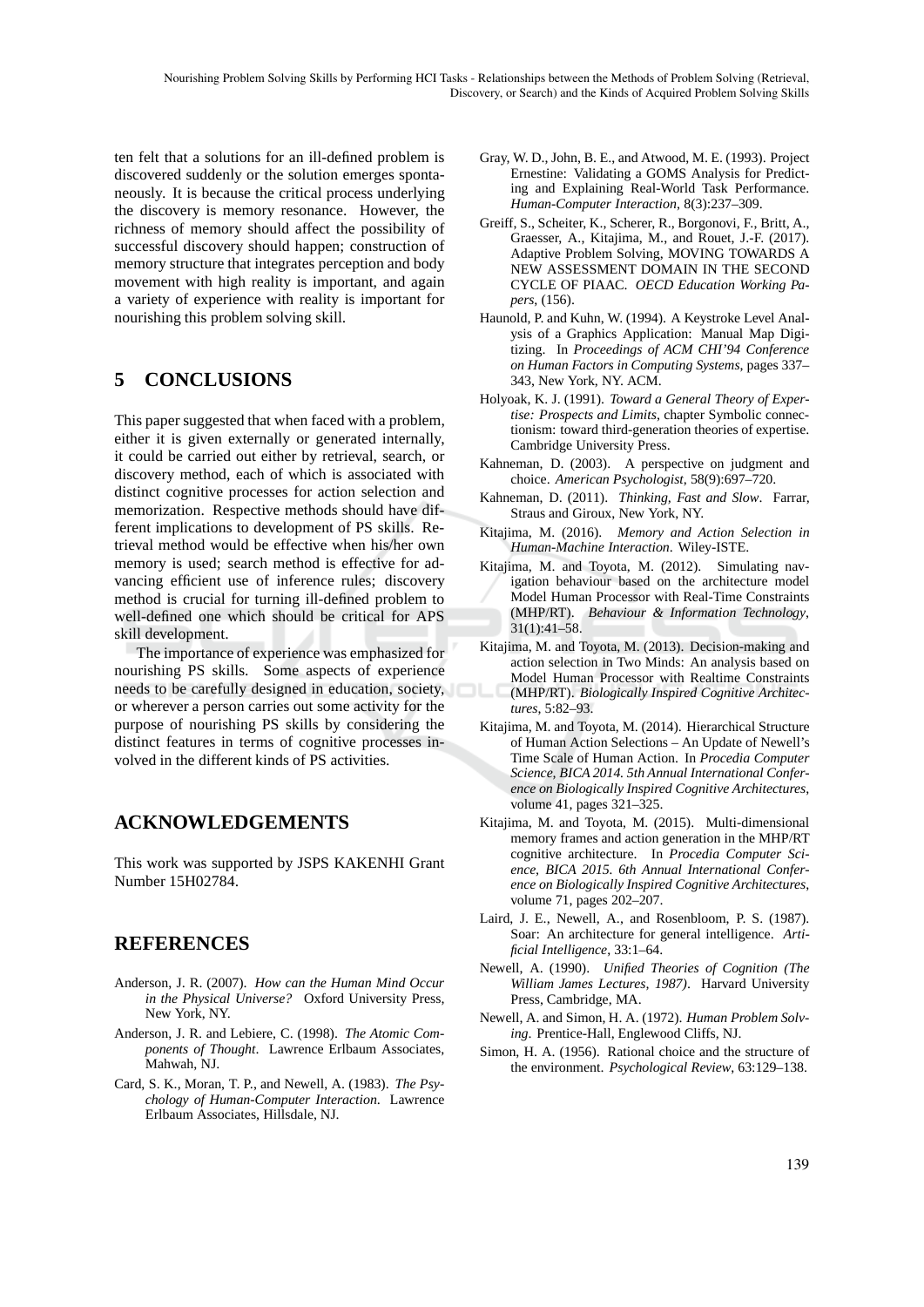ten felt that a solutions for an ill-defined problem is discovered suddenly or the solution emerges spontaneously. It is because the critical process underlying the discovery is memory resonance. However, the richness of memory should affect the possibility of successful discovery should happen; construction of memory structure that integrates perception and body movement with high reality is important, and again a variety of experience with reality is important for nourishing this problem solving skill.

## 5 CONCLUSIONS

This paper suggested that when faced with a problem, either it is given externally or generated internally, it could be carried out either by retrieval, search, or discovery method, each of which is associated with distinct cognitive processes for action selection and memorization. Respective methods should have different implications to development of PS skills. Retrieval method would be effective when his/her own memory is used; search method is effective for advancing efficient use of inference rules; discovery method is crucial for turning ill-defined problem to well-defined one which should be critical for APS skill development.

The importance of experience was emphasized for nourishing PS skills. Some aspects of experience needs to be carefully designed in education, society, or wherever a person carries out some activity for the purpose of nourishing PS skills by considering the distinct features in terms of cognitive processes involved in the different kinds of PS activities.

## ACKNOWLEDGEMENTS

This work was supported by JSPS KAKENHI Grant Number 15H02784.

## REFERENCES

Anderson, J. R. (2007). *How can the Human Mind Occur in the Physical Universe?* Oxford University Press, New York, NY.

Anderson, J. R. and Lebiere, C. (1998). *The Atomic Components of Thought*. Lawrence Erlbaum Associates, Mahwah, NJ.

Card, S. K., Moran, T. P., and Newell, A. (1983). *The Psychology of Human-Computer Interaction*. Lawrence Erlbaum Associates, Hillsdale, NJ.

Gray, W. D., John, B. E., and Atwood, M. E. (1993). Project Ernestine: Validating a GOMS Analysis for Predicting and Explaining Real-World Task Performance. *Human-Computer Interaction*, 8(3):237–309.

Greiff, S., Scheiter, K., Scherer, R., Borgonovi, F., Britt, A., Graesser, A., Kitajima, M., and Rouet, J.-F. (2017). Adaptive Problem Solving, MOVING TOWARDS A NEW ASSESSMENT DOMAIN IN THE SECOND CYCLE OF PIAAC. *OECD Education Working Papers*, (156).

Haunold, P. and Kuhn, W. (1994). A Keystroke Level Analysis of a Graphics Application: Manual Map Digitizing. In *Proceedings of ACM CHI'94 Conference on Human Factors in Computing Systems*, pages 337–343, New York, NY. ACM.

Holyoak, K. J. (1991). *Toward a General Theory of Expertise: Prospects and Limits*, chapter Symbolic connectionism: toward third-generation theories of expertise. Cambridge University Press.

Kahneman, D. (2003). A perspective on judgment and choice. *American Psychologist*, 58(9):697–720.

Kahneman, D. (2011). *Thinking, Fast and Slow*. Farrar, Straus and Giroux, New York, NY.

Kitajima, M. (2016). *Memory and Action Selection in Human-Machine Interaction*. Wiley-ISTE.

Kitajima, M. and Toyota, M. (2012). Simulating navigation behaviour based on the architecture model Model Human Processor with Real-Time Constraints (MHP/RT). *Behaviour & Information Technology*, 31(1):41–58.

Kitajima, M. and Toyota, M. (2013). Decision-making and action selection in Two Minds: An analysis based on Model Human Processor with Realtime Constraints (MHP/RT). *Biologically Inspired Cognitive Architectures*, 5:82–93.

Kitajima, M. and Toyota, M. (2014). Hierarchical Structure of Human Action Selections – An Update of Newell's Time Scale of Human Action. In *Procedia Computer Science, BICA 2014. 5th Annual International Conference on Biologically Inspired Cognitive Architectures*, volume 41, pages 321–325.

Kitajima, M. and Toyota, M. (2015). Multi-dimensional memory frames and action generation in the MHP/RT cognitive architecture. In *Procedia Computer Science, BICA 2015. 6th Annual International Conference on Biologically Inspired Cognitive Architectures*, volume 71, pages 202–207.

Laird, J. E., Newell, A., and Rosenbloom, P. S. (1987). Soar: An architecture for general intelligence. *Artificial Intelligence*, 33:1–64.

Newell, A. (1990). *Unified Theories of Cognition (The William James Lectures, 1987)*. Harvard University Press, Cambridge, MA.

Newell, A. and Simon, H. A. (1972). *Human Problem Solving*. Prentice-Hall, Englewood Cliffs, NJ.

Simon, H. A. (1956). Rational choice and the structure of the environment. *Psychological Review*, 63:129–138.